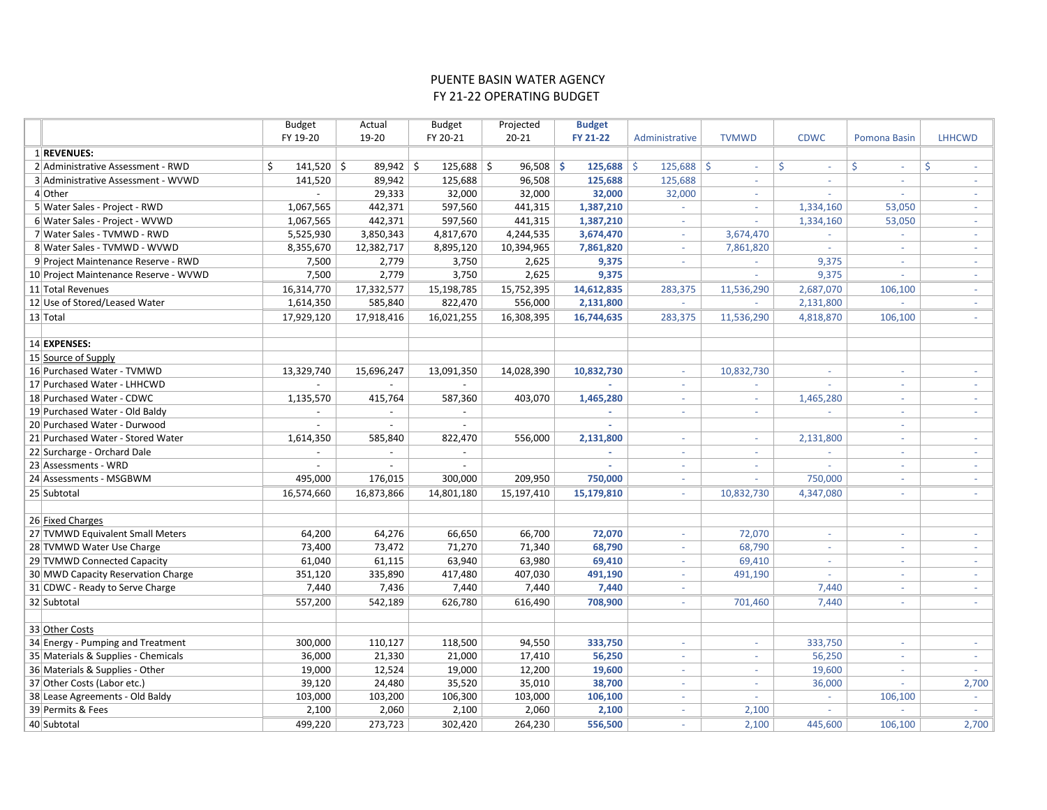# PUENTE BASIN WATER AGENCY

## FY 21-22 OPERATING BUDGET

| | | Budget FY 19-20 | Actual 19-20 | Budget FY 20-21 | Projected 20-21 | **Budget FY 21-22** | Administrative | TVMWD | CDWC | Pomona Basin | LHHCWD |
|---|---|---|---|---|---|---|---|---|---|---|---|
| 1 | **REVENUES:** | | | | | | | | | | |
| 2 | Administrative Assessment - RWD | $ 141,520 | $ 89,942 | $ 125,688 | $ 96,508 | **$ 125,688** | $ 125,688 | $ - | $ - | $ - | $ - |
| 3 | Administrative Assessment - WVWD | 141,520 | 89,942 | 125,688 | 96,508 | **125,688** | 125,688 | - | - | - | - |
| 4 | Other | - | 29,333 | 32,000 | 32,000 | **32,000** | 32,000 | - | - | - | - |
| 5 | Water Sales - Project - RWD | 1,067,565 | 442,371 | 597,560 | 441,315 | **1,387,210** | - | - | 1,334,160 | 53,050 | - |
| 6 | Water Sales - Project - WVWD | 1,067,565 | 442,371 | 597,560 | 441,315 | **1,387,210** | - | - | 1,334,160 | 53,050 | - |
| 7 | Water Sales - TVMWD - RWD | 5,525,930 | 3,850,343 | 4,817,670 | 4,244,535 | **3,674,470** | - | 3,674,470 | - | - | - |
| 8 | Water Sales - TVMWD - WVWD | 8,355,670 | 12,382,717 | 8,895,120 | 10,394,965 | **7,861,820** | - | 7,861,820 | - | - | - |
| 9 | Project Maintenance Reserve - RWD | 7,500 | 2,779 | 3,750 | 2,625 | **9,375** | - | - | 9,375 | - | - |
| 10 | Project Maintenance Reserve - WVWD | 7,500 | 2,779 | 3,750 | 2,625 | **9,375** | - | - | 9,375 | - | - |
| 11 | Total Revenues | 16,314,770 | 17,332,577 | 15,198,785 | 15,752,395 | **14,612,835** | 283,375 | 11,536,290 | 2,687,070 | 106,100 | - |
| 12 | Use of Stored/Leased Water | 1,614,350 | 585,840 | 822,470 | 556,000 | **2,131,800** | - | - | 2,131,800 | - | - |
| 13 | Total | 17,929,120 | 17,918,416 | 16,021,255 | 16,308,395 | **16,744,635** | 283,375 | 11,536,290 | 4,818,870 | 106,100 | - |
| | | | | | | | | | | | |
| 14 | **EXPENSES:** | | | | | | | | | | |
| 15 | Source of Supply | | | | | | | | | | |
| 16 | Purchased Water - TVMWD | 13,329,740 | 15,696,247 | 13,091,350 | 14,028,390 | **10,832,730** | - | 10,832,730 | - | - | - |
| 17 | Purchased Water - LHHCWD | - | - | - | | - | - | - | - | - | - |
| 18 | Purchased Water - CDWC | 1,135,570 | 415,764 | 587,360 | 403,070 | **1,465,280** | - | - | 1,465,280 | - | - |
| 19 | Purchased Water - Old Baldy | - | - | - | | **-** | - | - | - | - | - |
| 20 | Purchased Water - Durwood | - | - | - | | **-** | | | | - | |
| 21 | Purchased Water - Stored Water | 1,614,350 | 585,840 | 822,470 | 556,000 | **2,131,800** | - | - | 2,131,800 | - | - |
| 22 | Surcharge - Orchard Dale | - | - | - | | **-** | - | - | - | - | - |
| 23 | Assessments - WRD | - | - | - | | - | - | - | - | - | - |
| 24 | Assessments - MSGBWM | 495,000 | 176,015 | 300,000 | 209,950 | **750,000** | - | - | 750,000 | - | - |
| 25 | Subtotal | 16,574,660 | 16,873,866 | 14,801,180 | 15,197,410 | **15,179,810** | - | 10,832,730 | 4,347,080 | - | - |
| | | | | | | | | | | | |
| 26 | Fixed Charges | | | | | | | | | | |
| 27 | TVMWD Equivalent Small Meters | 64,200 | 64,276 | 66,650 | 66,700 | **72,070** | - | 72,070 | - | - | - |
| 28 | TVMWD Water Use Charge | 73,400 | 73,472 | 71,270 | 71,340 | **68,790** | - | 68,790 | - | - | - |
| 29 | TVMWD Connected Capacity | 61,040 | 61,115 | 63,940 | 63,980 | **69,410** | - | 69,410 | - | - | - |
| 30 | MWD Capacity Reservation Charge | 351,120 | 335,890 | 417,480 | 407,030 | **491,190** | - | 491,190 | - | - | - |
| 31 | CDWC - Ready to Serve Charge | 7,440 | 7,436 | 7,440 | 7,440 | **7,440** | - | | 7,440 | - | - |
| 32 | Subtotal | 557,200 | 542,189 | 626,780 | 616,490 | **708,900** | - | 701,460 | 7,440 | - | - |
| | | | | | | | | | | | |
| 33 | Other Costs | | | | | | | | | | |
| 34 | Energy - Pumping and Treatment | 300,000 | 110,127 | 118,500 | 94,550 | **333,750** | - | - | 333,750 | - | - |
| 35 | Materials & Supplies - Chemicals | 36,000 | 21,330 | 21,000 | 17,410 | **56,250** | - | - | 56,250 | - | - |
| 36 | Materials & Supplies - Other | 19,000 | 12,524 | 19,000 | 12,200 | **19,600** | - | - | 19,600 | - | - |
| 37 | Other Costs (Labor etc.) | 39,120 | 24,480 | 35,520 | 35,010 | **38,700** | - | - | 36,000 | - | 2,700 |
| 38 | Lease Agreements - Old Baldy | 103,000 | 103,200 | 106,300 | 103,000 | **106,100** | - | - | - | 106,100 | - |
| 39 | Permits & Fees | 2,100 | 2,060 | 2,100 | 2,060 | **2,100** | - | 2,100 | - | - | - |
| 40 | Subtotal | 499,220 | 273,723 | 302,420 | 264,230 | **556,500** | - | 2,100 | 445,600 | 106,100 | 2,700 |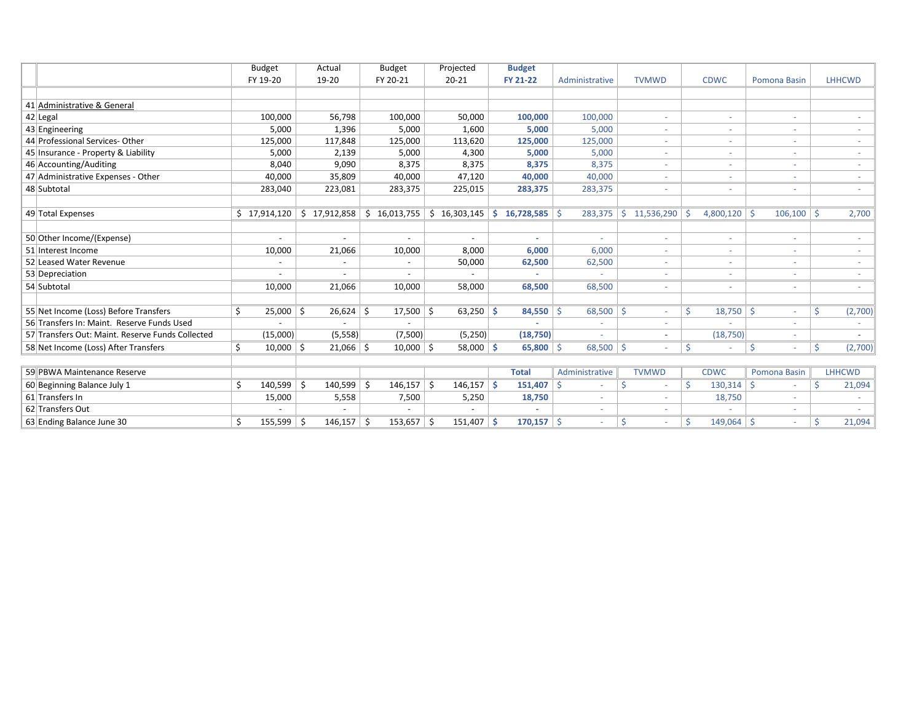| | | Budget FY 19-20 | Actual 19-20 | Budget FY 20-21 | Projected 20-21 | **Budget FY 21-22** | Administrative | TVMWD | CDWC | Pomona Basin | LHHCWD |
|---|---|---|---|---|---|---|---|---|---|---|---|
| | | | | | | | | | | | |
| 41 | Administrative & General | | | | | | | | | | |
| 42 | Legal | 100,000 | 56,798 | 100,000 | 50,000 | **100,000** | 100,000 | - | - | - | - |
| 43 | Engineering | 5,000 | 1,396 | 5,000 | 1,600 | **5,000** | 5,000 | - | - | - | - |
| 44 | Professional Services- Other | 125,000 | 117,848 | 125,000 | 113,620 | **125,000** | 125,000 | - | - | - | - |
| 45 | Insurance - Property & Liability | 5,000 | 2,139 | 5,000 | 4,300 | **5,000** | 5,000 | - | - | - | - |
| 46 | Accounting/Auditing | 8,040 | 9,090 | 8,375 | 8,375 | **8,375** | 8,375 | - | - | - | - |
| 47 | Administrative Expenses - Other | 40,000 | 35,809 | 40,000 | 47,120 | **40,000** | 40,000 | - | - | - | - |
| 48 | Subtotal | 283,040 | 223,081 | 283,375 | 225,015 | **283,375** | 283,375 | - | - | - | - |
| | | | | | | | | | | | |
| 49 | Total Expenses | $ 17,914,120 | $ 17,912,858 | $ 16,013,755 | $ 16,303,145 | **$ 16,728,585** | $ 283,375 | $ 11,536,290 | $ 4,800,120 | $ 106,100 | $ 2,700 |
| | | | | | | | | | | | |
| 50 | Other Income/(Expense) | - | - | - | - | **-** | - | - | - | - | - |
| 51 | Interest Income | 10,000 | 21,066 | 10,000 | 8,000 | **6,000** | 6,000 | - | - | - | - |
| 52 | Leased Water Revenue | - | - | - | 50,000 | **62,500** | 62,500 | - | - | - | - |
| 53 | Depreciation | - | - | - | - | **-** | - | - | - | - | - |
| 54 | Subtotal | 10,000 | 21,066 | 10,000 | 58,000 | **68,500** | 68,500 | - | - | - | - |
| | | | | | | | | | | | |
| 55 | Net Income (Loss) Before Transfers | $ 25,000 | $ 26,624 | $ 17,500 | $ 63,250 | **$ 84,550** | $ 68,500 | $ - | $ 18,750 | $ - | $ (2,700) |
| 56 | Transfers In: Maint. Reserve Funds Used | - | - | - | | **-** | - | - | - | - | - |
| 57 | Transfers Out: Maint. Reserve Funds Collected | (15,000) | (5,558) | (7,500) | (5,250) | **(18,750)** | - | - | (18,750) | - | - |
| 58 | Net Income (Loss) After Transfers | $ 10,000 | $ 21,066 | $ 10,000 | $ 58,000 | **$ 65,800** | $ 68,500 | $ - | $ - | $ - | $ (2,700) |
| | | | | | | | | | | | |
| 59 | PBWA Maintenance Reserve | | | | | **Total** | Administrative | TVMWD | CDWC | Pomona Basin | LHHCWD |
| 60 | Beginning Balance July 1 | $ 140,599 | $ 140,599 | $ 146,157 | $ 146,157 | **$ 151,407** | $ - | $ - | $ 130,314 | $ - | $ 21,094 |
| 61 | Transfers In | 15,000 | 5,558 | 7,500 | 5,250 | **18,750** | - | - | 18,750 | - | - |
| 62 | Transfers Out | - | - | - | - | **-** | - | - | - | - | - |
| 63 | Ending Balance June 30 | $ 155,599 | $ 146,157 | $ 153,657 | $ 151,407 | **$ 170,157** | $ - | $ - | $ 149,064 | $ - | $ 21,094 |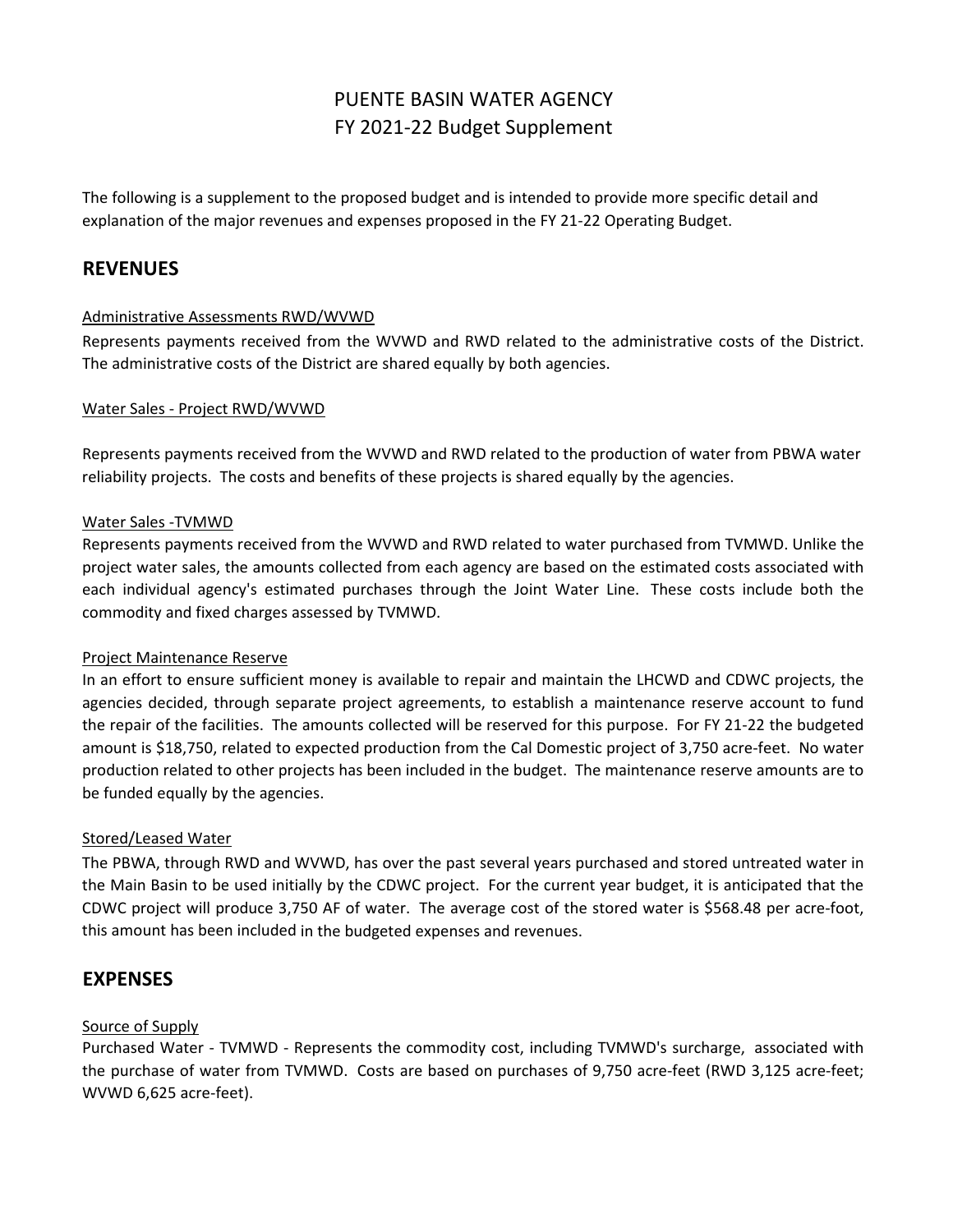# PUENTE BASIN WATER AGENCY
# FY 2021-22 Budget Supplement

The following is a supplement to the proposed budget and is intended to provide more specific detail and explanation of the major revenues and expenses proposed in the FY 21-22 Operating Budget.

## REVENUES

Administrative Assessments RWD/WVWD

Represents payments received from the WVWD and RWD related to the administrative costs of the District. The administrative costs of the District are shared equally by both agencies.

Water Sales - Project RWD/WVWD

Represents payments received from the WVWD and RWD related to the production of water from PBWA water reliability projects. The costs and benefits of these projects is shared equally by the agencies.

Water Sales -TVMWD

Represents payments received from the WVWD and RWD related to water purchased from TVMWD. Unlike the project water sales, the amounts collected from each agency are based on the estimated costs associated with each individual agency's estimated purchases through the Joint Water Line. These costs include both the commodity and fixed charges assessed by TVMWD.

Project Maintenance Reserve

In an effort to ensure sufficient money is available to repair and maintain the LHCWD and CDWC projects, the agencies decided, through separate project agreements, to establish a maintenance reserve account to fund the repair of the facilities. The amounts collected will be reserved for this purpose. For FY 21-22 the budgeted amount is $18,750, related to expected production from the Cal Domestic project of 3,750 acre-feet. No water production related to other projects has been included in the budget. The maintenance reserve amounts are to be funded equally by the agencies.

Stored/Leased Water

The PBWA, through RWD and WVWD, has over the past several years purchased and stored untreated water in the Main Basin to be used initially by the CDWC project. For the current year budget, it is anticipated that the CDWC project will produce 3,750 AF of water. The average cost of the stored water is $568.48 per acre-foot, this amount has been included in the budgeted expenses and revenues.

## EXPENSES

Source of Supply

Purchased Water - TVMWD - Represents the commodity cost, including TVMWD's surcharge, associated with the purchase of water from TVMWD. Costs are based on purchases of 9,750 acre-feet (RWD 3,125 acre-feet; WVWD 6,625 acre-feet).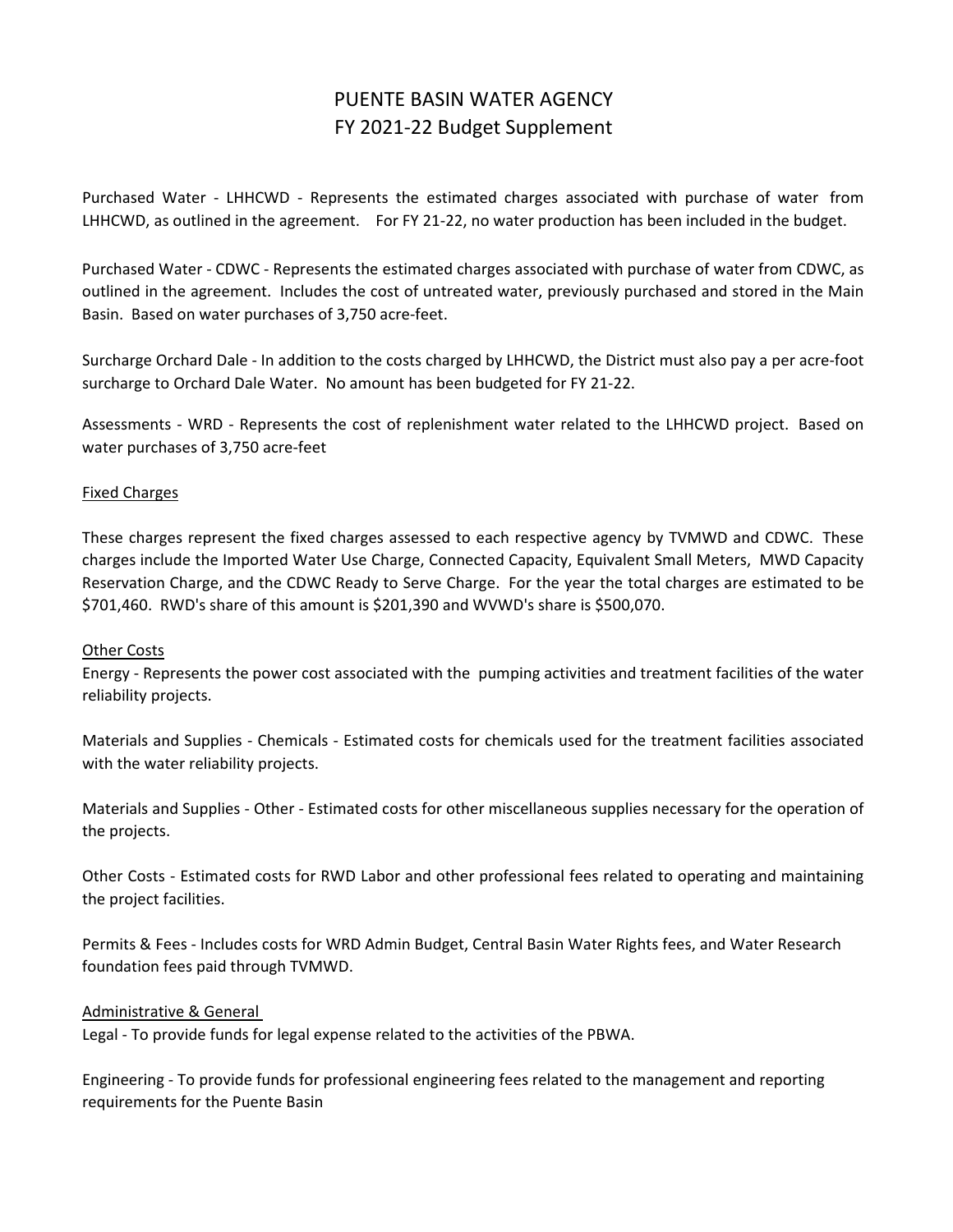# PUENTE BASIN WATER AGENCY
## FY 2021-22 Budget Supplement

Purchased Water - LHHCWD - Represents the estimated charges associated with purchase of water from LHHCWD, as outlined in the agreement. For FY 21-22, no water production has been included in the budget.

Purchased Water - CDWC - Represents the estimated charges associated with purchase of water from CDWC, as outlined in the agreement. Includes the cost of untreated water, previously purchased and stored in the Main Basin. Based on water purchases of 3,750 acre-feet.

Surcharge Orchard Dale - In addition to the costs charged by LHHCWD, the District must also pay a per acre-foot surcharge to Orchard Dale Water. No amount has been budgeted for FY 21-22.

Assessments - WRD - Represents the cost of replenishment water related to the LHHCWD project. Based on water purchases of 3,750 acre-feet

### Fixed Charges

These charges represent the fixed charges assessed to each respective agency by TVMWD and CDWC. These charges include the Imported Water Use Charge, Connected Capacity, Equivalent Small Meters, MWD Capacity Reservation Charge, and the CDWC Ready to Serve Charge. For the year the total charges are estimated to be $701,460. RWD's share of this amount is $201,390 and WVWD's share is $500,070.

### Other Costs

Energy - Represents the power cost associated with the pumping activities and treatment facilities of the water reliability projects.

Materials and Supplies - Chemicals - Estimated costs for chemicals used for the treatment facilities associated with the water reliability projects.

Materials and Supplies - Other - Estimated costs for other miscellaneous supplies necessary for the operation of the projects.

Other Costs - Estimated costs for RWD Labor and other professional fees related to operating and maintaining the project facilities.

Permits & Fees - Includes costs for WRD Admin Budget, Central Basin Water Rights fees, and Water Research foundation fees paid through TVMWD.

### Administrative & General

Legal - To provide funds for legal expense related to the activities of the PBWA.

Engineering - To provide funds for professional engineering fees related to the management and reporting requirements for the Puente Basin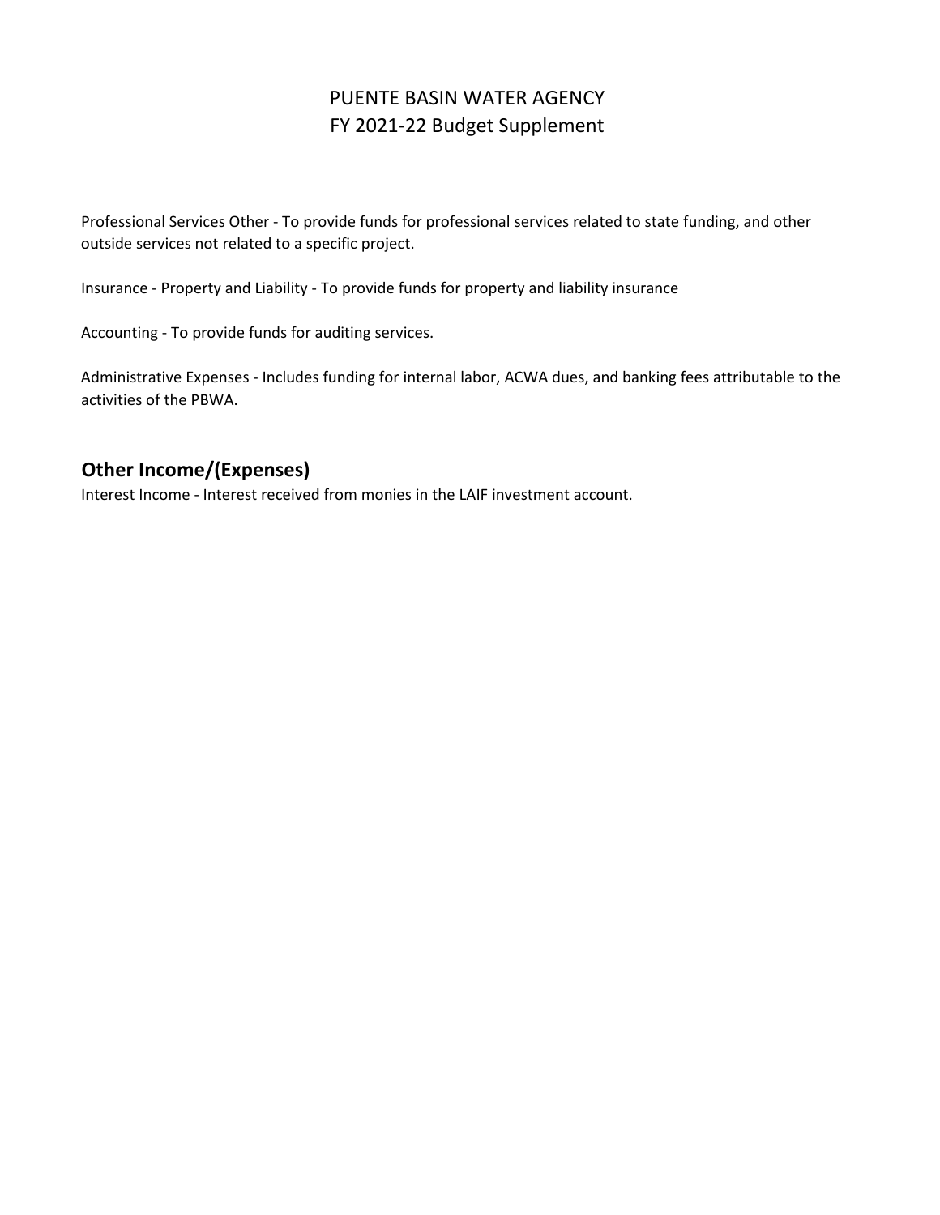PUENTE BASIN WATER AGENCY
FY 2021-22 Budget Supplement

Professional Services Other - To provide funds for professional services related to state funding, and other outside services not related to a specific project.

Insurance - Property and Liability - To provide funds for property and liability insurance

Accounting - To provide funds for auditing services.

Administrative Expenses - Includes funding for internal labor, ACWA dues, and banking fees attributable to the activities of the PBWA.

## Other Income/(Expenses)

Interest Income - Interest received from monies in the LAIF investment account.